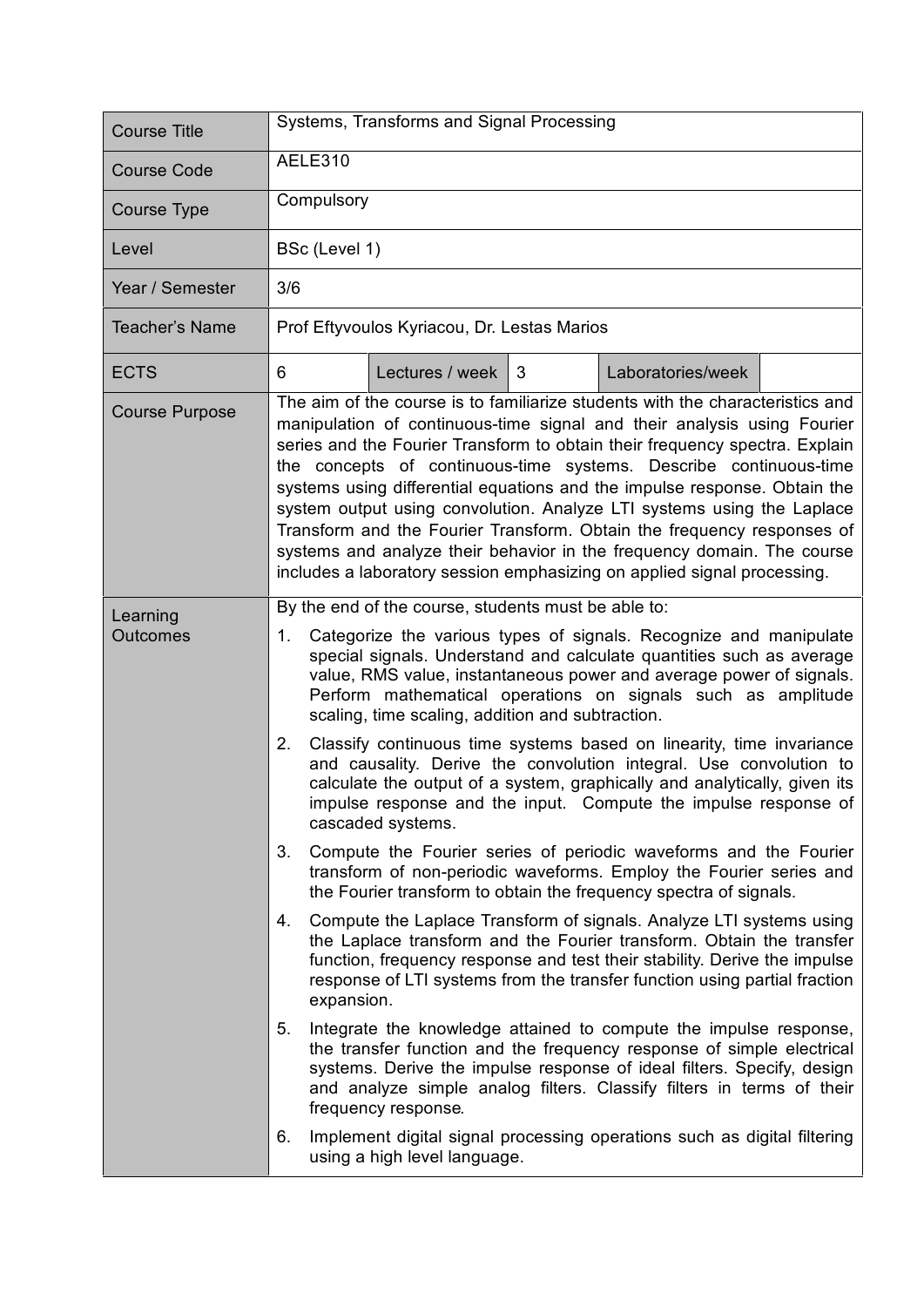| Course Title | Systems, Transforms and Signal Processing | | | | |
|---|---|---|---|---|---|
| Course Code | AELE310 | | | | |
| Course Type | Compulsory | | | | |
| Level | BSc (Level 1) | | | | |
| Year / Semester | 3/6 | | | | |
| Teacher's Name | Prof Eftyvoulos Kyriacou, Dr. Lestas Marios | | | | |
| ECTS | 6 | Lectures / week | 3 | Laboratories/week | |
| Course Purpose | The aim of the course is to familiarize students with the characteristics and manipulation of continuous-time signal and their analysis using Fourier series and the Fourier Transform to obtain their frequency spectra. Explain the concepts of continuous-time systems. Describe continuous-time systems using differential equations and the impulse response. Obtain the system output using convolution. Analyze LTI systems using the Laplace Transform and the Fourier Transform. Obtain the frequency responses of systems and analyze their behavior in the frequency domain. The course includes a laboratory session emphasizing on applied signal processing. | | | | |
| Learning Outcomes | By the end of the course, students must be able to:<br>1. Categorize the various types of signals. Recognize and manipulate special signals. Understand and calculate quantities such as average value, RMS value, instantaneous power and average power of signals. Perform mathematical operations on signals such as amplitude scaling, time scaling, addition and subtraction.<br>2. Classify continuous time systems based on linearity, time invariance and causality. Derive the convolution integral. Use convolution to calculate the output of a system, graphically and analytically, given its impulse response and the input. Compute the impulse response of cascaded systems.<br>3. Compute the Fourier series of periodic waveforms and the Fourier transform of non-periodic waveforms. Employ the Fourier series and the Fourier transform to obtain the frequency spectra of signals.<br>4. Compute the Laplace Transform of signals. Analyze LTI systems using the Laplace transform and the Fourier transform. Obtain the transfer function, frequency response and test their stability. Derive the impulse response of LTI systems from the transfer function using partial fraction expansion.<br>5. Integrate the knowledge attained to compute the impulse response, the transfer function and the frequency response of simple electrical systems. Derive the impulse response of ideal filters. Specify, design and analyze simple analog filters. Classify filters in terms of their frequency response.<br>6. Implement digital signal processing operations such as digital filtering using a high level language. | | | | |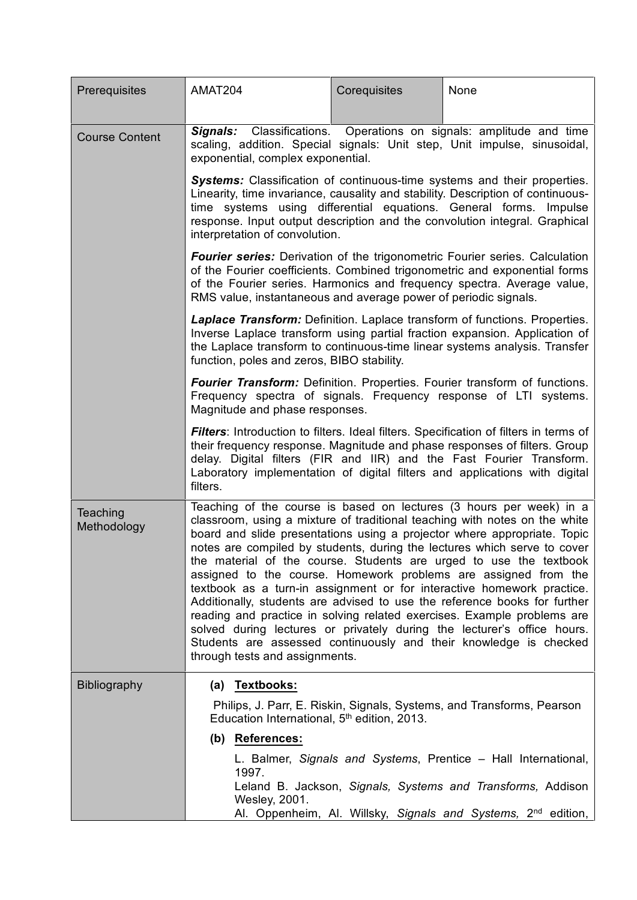| Prerequisites | AMAT204 | Corequisites | None |
|---|---|---|---|
| Course Content | ***Signals:*** Classifications. Operations on signals: amplitude and time scaling, addition. Special signals: Unit step, Unit impulse, sinusoidal, exponential, complex exponential.<br><br>***Systems:*** Classification of continuous-time systems and their properties. Linearity, time invariance, causality and stability. Description of continuous-time systems using differential equations. General forms. Impulse response. Input output description and the convolution integral. Graphical interpretation of convolution.<br><br>***Fourier series:*** Derivation of the trigonometric Fourier series. Calculation of the Fourier coefficients. Combined trigonometric and exponential forms of the Fourier series. Harmonics and frequency spectra. Average value, RMS value, instantaneous and average power of periodic signals.<br><br>***Laplace Transform:*** Definition. Laplace transform of functions. Properties. Inverse Laplace transform using partial fraction expansion. Application of the Laplace transform to continuous-time linear systems analysis. Transfer function, poles and zeros, BIBO stability.<br><br>***Fourier Transform:*** Definition. Properties. Fourier transform of functions. Frequency spectra of signals. Frequency response of LTI systems. Magnitude and phase responses.<br><br>***Filters***: Introduction to filters. Ideal filters. Specification of filters in terms of their frequency response. Magnitude and phase responses of filters. Group delay. Digital filters (FIR and IIR) and the Fast Fourier Transform. Laboratory implementation of digital filters and applications with digital filters. | | |
| Teaching Methodology | Teaching of the course is based on lectures (3 hours per week) in a classroom, using a mixture of traditional teaching with notes on the white board and slide presentations using a projector where appropriate. Topic notes are compiled by students, during the lectures which serve to cover the material of the course. Students are urged to use the textbook assigned to the course. Homework problems are assigned from the textbook as a turn-in assignment or for interactive homework practice. Additionally, students are advised to use the reference books for further reading and practice in solving related exercises. Example problems are solved during lectures or privately during the lecturer's office hours. Students are assessed continuously and their knowledge is checked through tests and assignments. | | |
| Bibliography | **(a) <u>Textbooks:</u>**<br><br>Philips, J. Parr, E. Riskin, Signals, Systems, and Transforms, Pearson Education International, 5th edition, 2013.<br><br>**(b) <u>References:</u>**<br><br>L. Balmer, *Signals and Systems*, Prentice – Hall International, 1997.<br>Leland B. Jackson, *Signals, Systems and Transforms,* Addison Wesley, 2001.<br>Al. Oppenheim, Al. Willsky, *Signals and Systems,* 2nd edition, | | |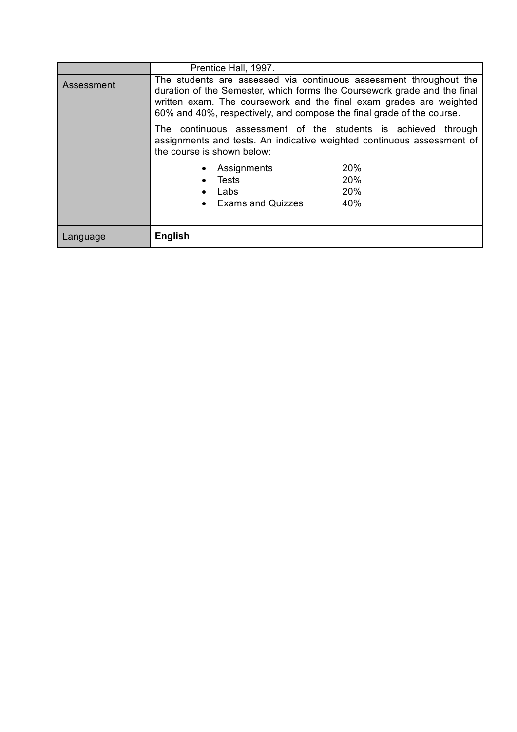| | |
|---|---|
| | Prentice Hall, 1997. |
| Assessment | The students are assessed via continuous assessment throughout the duration of the Semester, which forms the Coursework grade and the final written exam. The coursework and the final exam grades are weighted 60% and 40%, respectively, and compose the final grade of the course.<br><br>The continuous assessment of the students is achieved through assignments and tests. An indicative weighted continuous assessment of the course is shown below:<br><br>• Assignments 20%<br>• Tests 20%<br>• Labs 20%<br>• Exams and Quizzes 40% |
| Language | **English** |